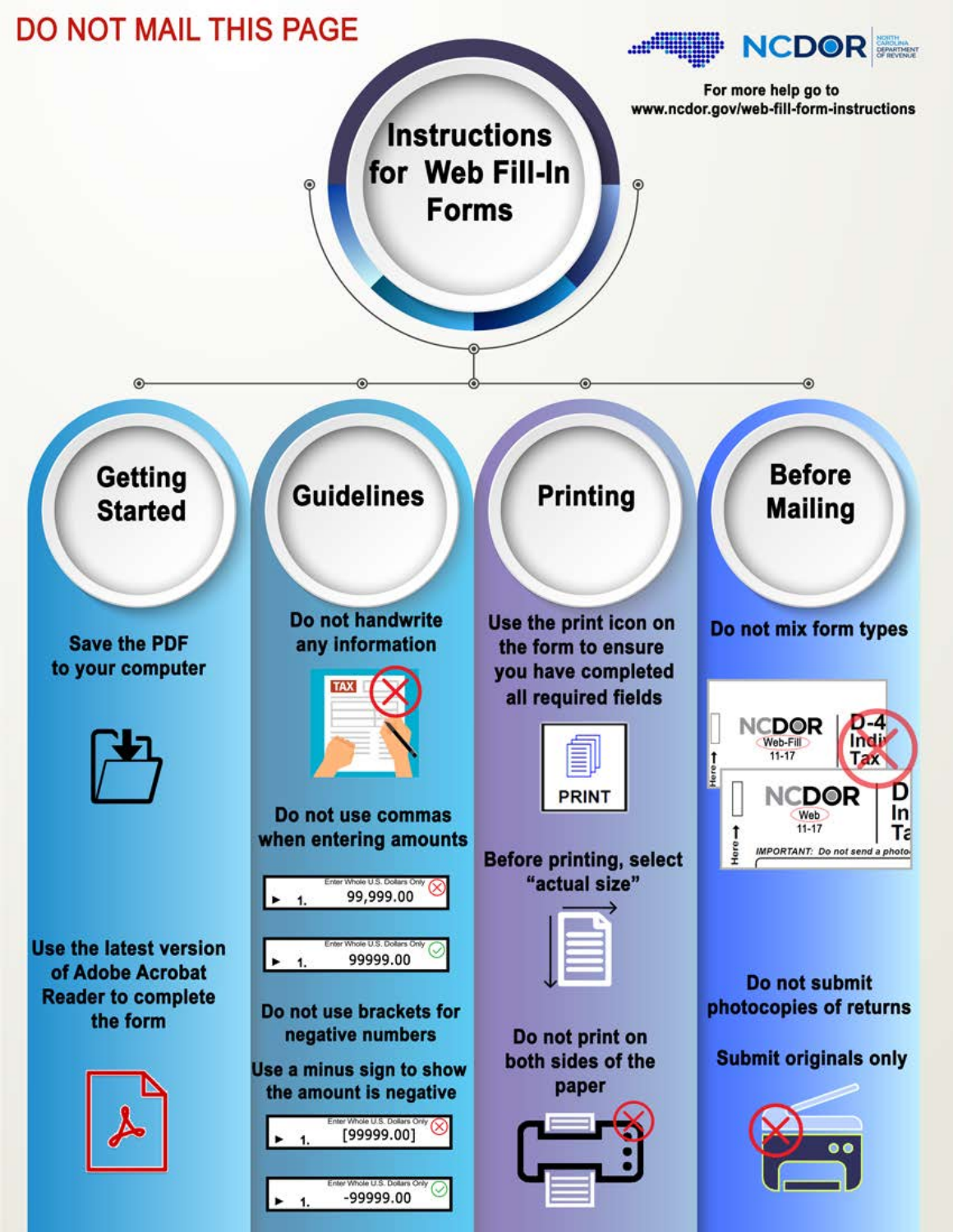DO NOT MAIL THIS PAGE

NCDOR — North Carolina Department of Revenue

For more help go to www.ncdor.gov/web-fill-form-instructions

# Instructions for Web Fill-In Forms

## Getting Started

Save the PDF to your computer

Use the latest version of Adobe Acrobat Reader to complete the form

## Guidelines

Do not handwrite any information

Do not use commas when entering amounts

- 99,999.00 (incorrect)
- 99999.00 (correct)

Do not use brackets for negative numbers

Use a minus sign to show the amount is negative

- [99999.00] (incorrect)
- -99999.00 (correct)

## Printing

Use the print icon on the form to ensure you have completed all required fields

Before printing, select "actual size"

Do not print on both sides of the paper

## Before Mailing

Do not mix form types

Do not submit photocopies of returns

Submit originals only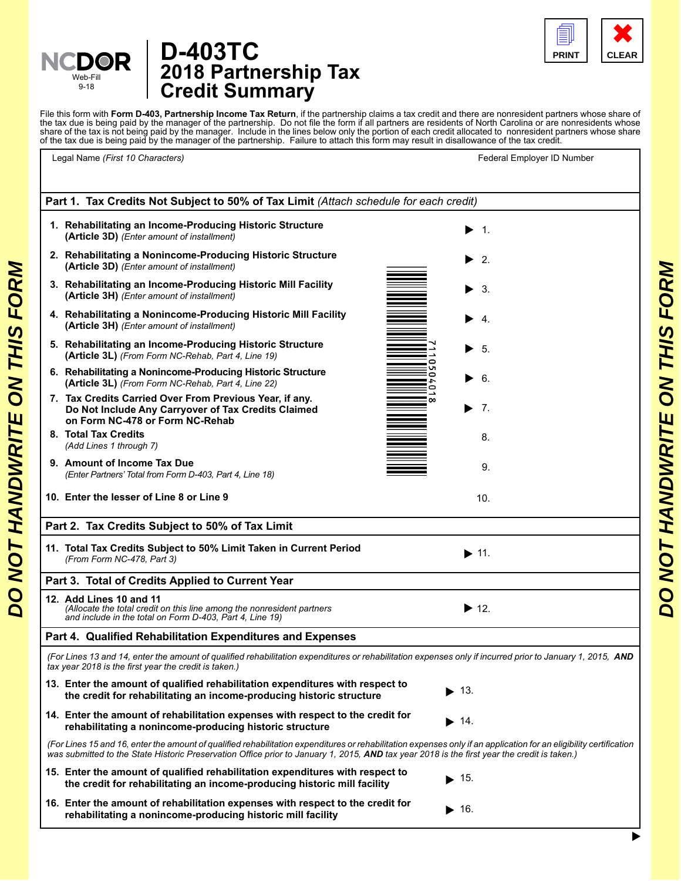NCDOR Web-Fill 9-18

# D-403TC
## 2018 Partnership Tax Credit Summary

File this form with **Form D-403, Partnership Income Tax Return**, if the partnership claims a tax credit and there are nonresident partners whose share of the tax due is being paid by the manager of the partnership. Do not file the form if all partners are residents of North Carolina or are nonresidents whose share of the tax is not being paid by the manager. Include in the lines below only the portion of each credit allocated to nonresident partners whose share of the tax due is being paid by the manager of the partnership. Failure to attach this form may result in disallowance of the tax credit.

Legal Name *(First 10 Characters)*

Federal Employer ID Number

### Part 1. Tax Credits Not Subject to 50% of Tax Limit *(Attach schedule for each credit)*

1. **Rehabilitating an Income-Producing Historic Structure (Article 3D)** *(Enter amount of installment)* ▶ 1.
2. **Rehabilitating a Nonincome-Producing Historic Structure (Article 3D)** *(Enter amount of installment)* ▶ 2.
3. **Rehabilitating an Income-Producing Historic Mill Facility (Article 3H)** *(Enter amount of installment)* ▶ 3.
4. **Rehabilitating a Nonincome-Producing Historic Mill Facility (Article 3H)** *(Enter amount of installment)* ▶ 4.
5. **Rehabilitating an Income-Producing Historic Structure (Article 3L)** *(From Form NC-Rehab, Part 4, Line 19)* ▶ 5.
6. **Rehabilitating a Nonincome-Producing Historic Structure (Article 3L)** *(From Form NC-Rehab, Part 4, Line 22)* ▶ 6.
7. **Tax Credits Carried Over From Previous Year, if any. Do Not Include Any Carryover of Tax Credits Claimed on Form NC-478 or Form NC-Rehab** ▶ 7.
8. **Total Tax Credits** *(Add Lines 1 through 7)* 8.
9. **Amount of Income Tax Due** *(Enter Partners' Total from Form D-403, Part 4, Line 18)* 9.
10. **Enter the lesser of Line 8 or Line 9** 10.

7110504018

### Part 2. Tax Credits Subject to 50% of Tax Limit

11. **Total Tax Credits Subject to 50% Limit Taken in Current Period** *(From Form NC-478, Part 3)* ▶ 11.

### Part 3. Total of Credits Applied to Current Year

12. **Add Lines 10 and 11** *(Allocate the total credit on this line among the nonresident partners and include in the total on Form D-403, Part 4, Line 19)* ▶ 12.

### Part 4. Qualified Rehabilitation Expenditures and Expenses

*(For Lines 13 and 14, enter the amount of qualified rehabilitation expenditures or rehabilitation expenses only if incurred prior to January 1, 2015,* ***AND*** *tax year 2018 is the first year the credit is taken.)*

13. **Enter the amount of qualified rehabilitation expenditures with respect to the credit for rehabilitating an income-producing historic structure** ▶ 13.
14. **Enter the amount of rehabilitation expenses with respect to the credit for rehabilitating a nonincome-producing historic structure** ▶ 14.

*(For Lines 15 and 16, enter the amount of qualified rehabilitation expenditures or rehabilitation expenses only if an application for an eligibility certification was submitted to the State Historic Preservation Office prior to January 1, 2015,* ***AND*** *tax year 2018 is the first year the credit is taken.)*

15. **Enter the amount of qualified rehabilitation expenditures with respect to the credit for rehabilitating an income-producing historic mill facility** ▶ 15.
16. **Enter the amount of rehabilitation expenses with respect to the credit for rehabilitating a nonincome-producing historic mill facility** ▶ 16.

DO NOT HANDWRITE ON THIS FORM